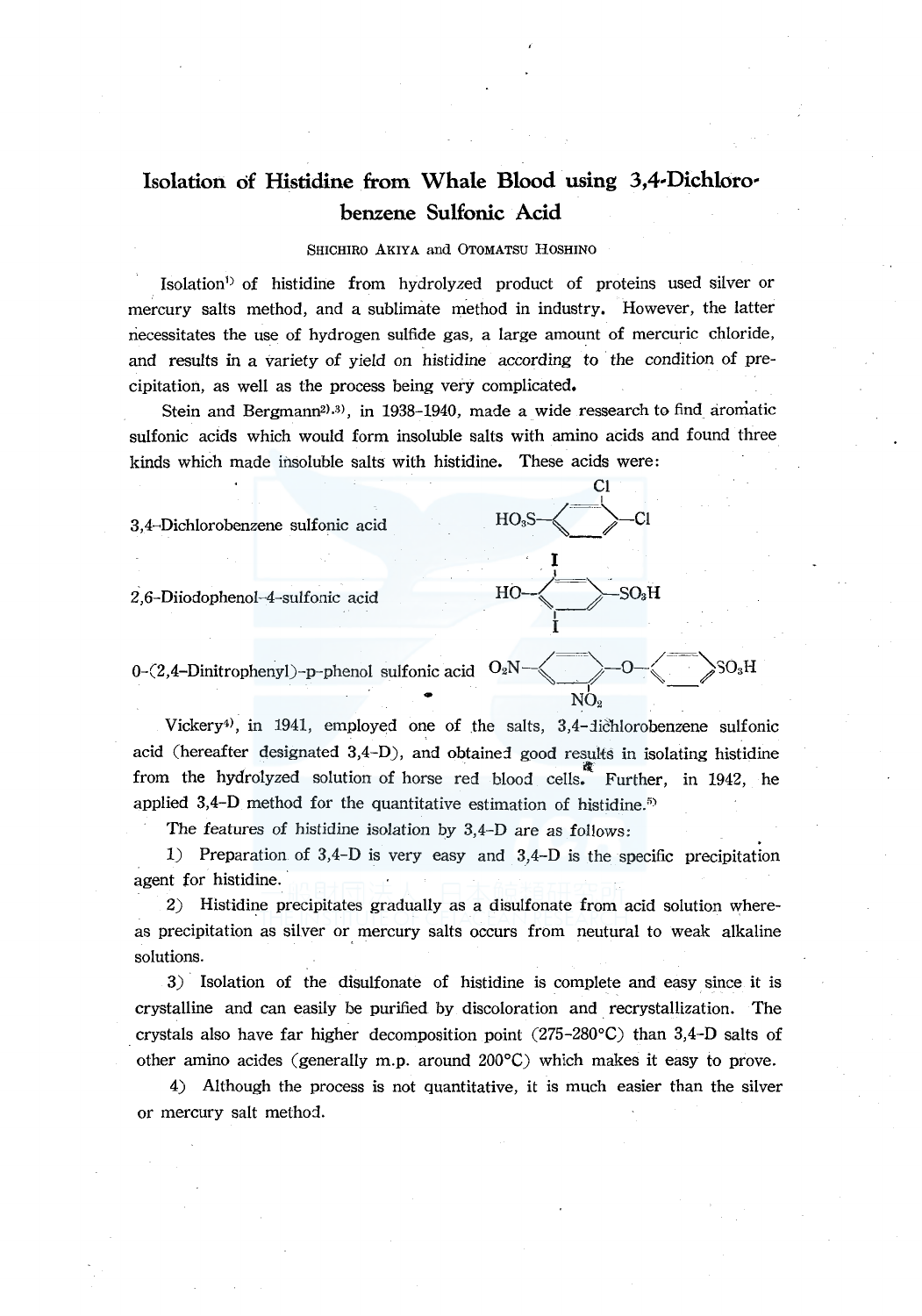# Isolation of Histidine from Whale Blood using 3,4-Dichlorobenzene Sulfonic Acid

SHICHIRO AKIYA and OTOMATSU HOSHINO

Isolation[1] of histidine from hydrolyzed product of proteins used silver or mercury salts method, and a sublimate method in industry. However, the latter necessitates the use of hydrogen sulfide gas, a large amount of mercuric chloride, and results in a variety of yield on histidine according to the condition of precipitation, as well as the process being very complicated.

Stein and Bergmann[2),3)], in 1938-1940, made a wide ressearch to find aromatic sulfonic acids which would form insoluble salts with amino acids and found three kinds which made insoluble salts with histidine. These acids were:

3,4-Dichlorobenzene sulfonic acid

2,6-Diiodophenol-4-sulfonic acid

0-(2,4-Dinitrophenyl)-p-phenol sulfonic acid

Vickery[4)], in 1941, employed one of the salts, 3,4-dichlorobenzene sulfonic acid (hereafter designated 3,4-D), and obtained good results in isolating histidine from the hydrolyzed solution of horse red blood cells. Further, in 1942, he applied 3,4-D method for the quantitative estimation of histidine.[5)]

The features of histidine isolation by 3,4-D are as follows:

1) Preparation of 3,4-D is very easy and 3,4-D is the specific precipitation agent for histidine.

2) Histidine precipitates gradually as a disulfonate from acid solution whereas precipitation as silver or mercury salts occurs from neutural to weak alkaline solutions.

3) Isolation of the disulfonate of histidine is complete and easy since it is crystalline and can easily be purified by discoloration and recrystallization. The crystals also have far higher decomposition point (275-280°C) than 3,4-D salts of other amino acides (generally m.p. around 200°C) which makes it easy to prove.

4) Although the process is not quantitative, it is much easier than the silver or mercury salt method.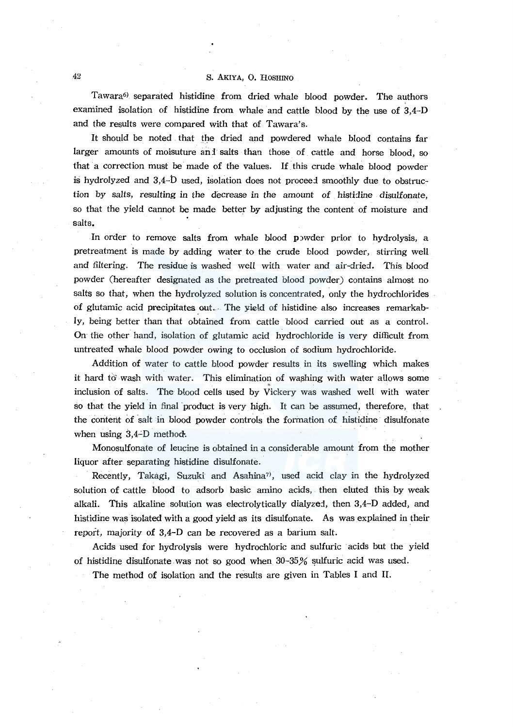Tawara[6] separated histidine from dried whale blood powder. The authors examined isolation of histidine from whale and cattle blood by the use of 3,4-D and the results were compared with that of Tawara's.

It should be noted that the dried and powdered whale blood contains far larger amounts of moisuture and salts than those of cattle and horse blood, so that a correction must be made of the values. If this crude whale blood powder is hydrolyzed and 3,4-D used, isolation does not proceed smoothly due to obstruction by salts, resulting in the decrease in the amount of histidine disulfonate, so that the yield cannot be made better by adjusting the content of moisture and salts.

In order to remove salts from whale blood powder prior to hydrolysis, a pretreatment is made by adding water to the crude blood powder, stirring well and filtering. The residue is washed well with water and air-dried. This blood powder (hereafter designated as the pretreated blood powder) contains almost no salts so that, when the hydrolyzed solution is concentrated, only the hydrochlorides of glutamic acid precipitates out. The yield of histidine also increases remarkably, being better than that obtained from cattle blood carried out as a control. On the other hand, isolation of glutamic acid hydrochloride is very difficult from untreated whale blood powder owing to occlusion of sodium hydrochloride.

Addition of water to cattle blood powder results in its swelling which makes it hard to wash with water. This elimination of washing with water allows some inclusion of salts. The blood cells used by Vickery was washed well with water so that the yield in final product is very high. It can be assumed, therefore, that the content of salt in blood powder controls the formation of histidine disulfonate when using 3,4-D method.

Monosulfonate of leucine is obtained in a considerable amount from the mother liquor after separating histidine disulfonate.

Recently, Takagi, Suzuki and Asahina[7], used acid clay in the hydrolyzed solution of cattle blood to adsorb basic amino acids, then eluted this by weak alkali. This alkaline solution was electrolytically dialyzed, then 3,4-D added, and histidine was isolated with a good yield as its disulfonate. As was explained in their report, majority of 3,4-D can be recovered as a barium salt.

Acids used for hydrolysis were hydrochloric and sulfuric acids but the yield of histidine disulfonate was not so good when 30-35% sulfuric acid was used.

The method of isolation and the results are given in Tables I and II.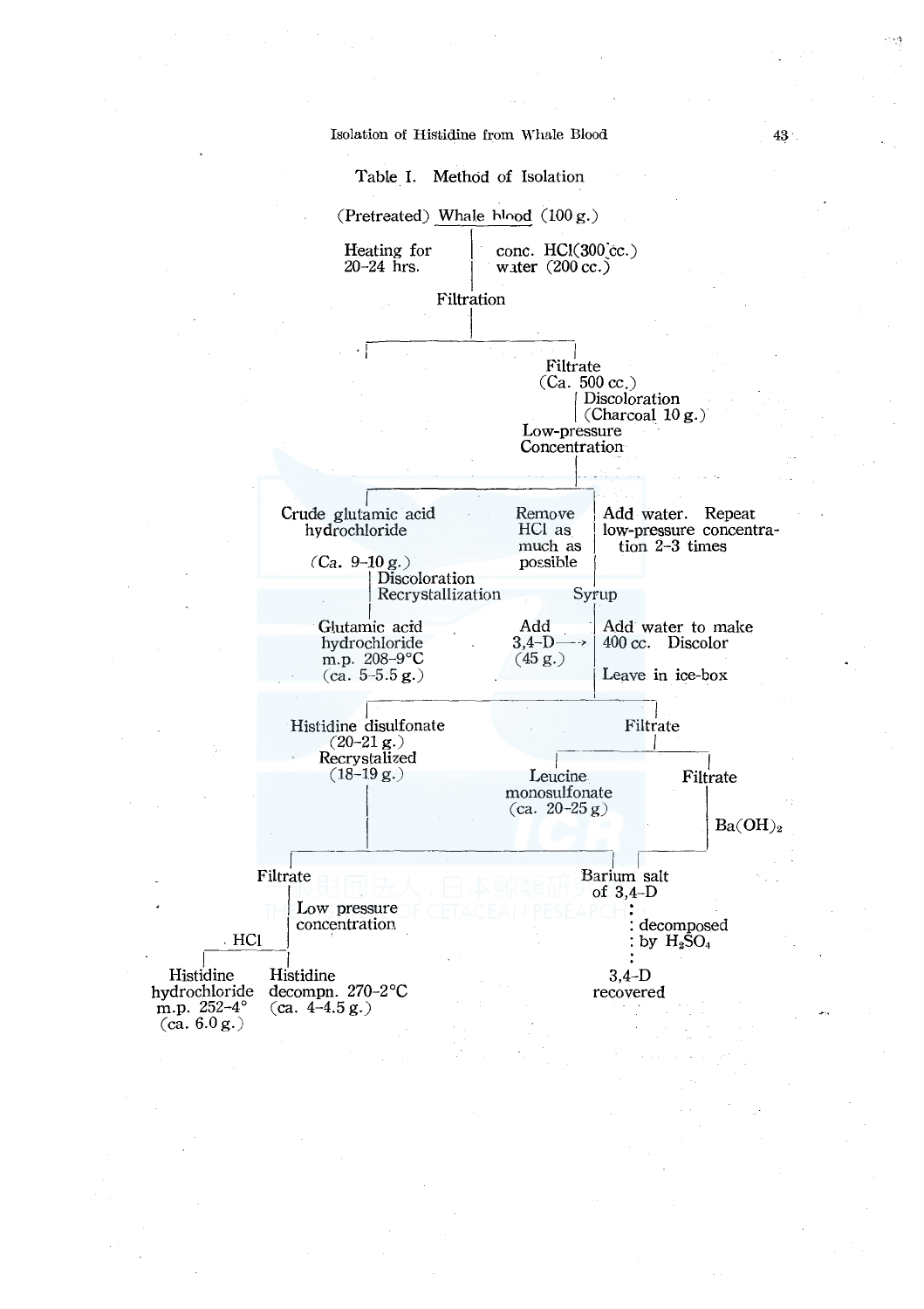Table I. Method of Isolation

(Pretreated) Whale blood (100 g.)

- Heating for 20–24 hrs. | conc. HCl (300 cc.), water (200 cc.)
- Filtration
  - (residue)
  - Filtrate (Ca. 500 cc.)
    - Discoloration (Charcoal 10 g.)
    - Low-pressure Concentration
      - Crude glutamic acid hydrochloride (Ca. 9–10 g.)
        - Discoloration
        - Recrystallization
        - Glutamic acid hydrochloride m.p. 208–9°C (ca. 5–5.5 g.)
      - Remove HCl as much as possible | Add water. Repeat low-pressure concentration 2–3 times
        - Syrup
          - Add 3,4–D (45 g.) → Add water to make 400 cc. Discolor
          - Leave in ice-box
            - Histidine disulfonate (20–21 g.)
              - Recrystalized (18–19 g.)
            - Filtrate
              - Leucine monosulfonate (ca. 20–25 g)
              - Filtrate
                - $Ba(OH)_2$
                  - Filtrate
                    - Low pressure concentration
                    - Histidine decompn. 270–2°C (ca. 4–4.5 g.)
                      - HCl → Histidine hydrochloride m.p. 252–4° (ca. 6.0 g.)
                  - Barium salt of 3,4–D
                    - decomposed by $H_2SO_4$
                    - 3,4–D recovered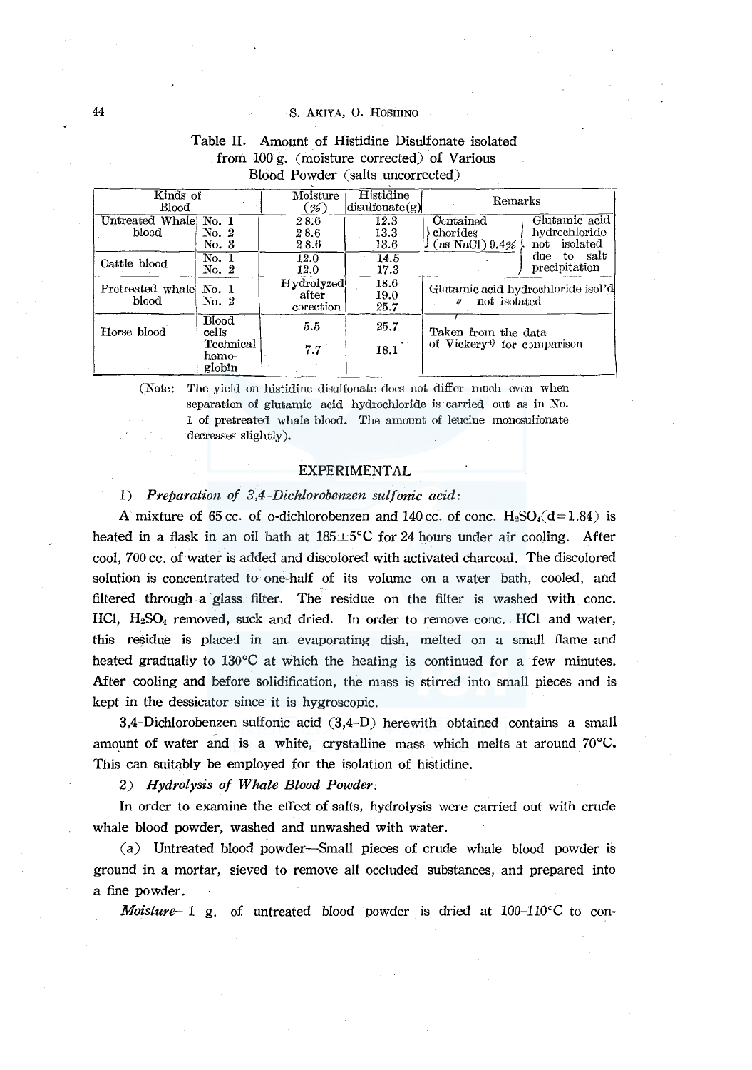Table II. Amount of Histidine Disulfonate isolated from 100 g. (moisture corrected) of Various Blood Powder (salts uncorrected)

| Kinds of Blood | | Moisture (%) | Histidine disulfonate (g) | Remarks | |
|---|---|---|---|---|---|
| Untreated Whale blood | No. 1 | 28.6 | 12.3 | Contained chorides (as NaCl) 9.4% | Glutamic acid hydrochloride not isolated due to salt precipitation |
| | No. 2 | 28.6 | 13.3 | | |
| | No. 3 | 28.6 | 13.6 | | |
| Cattle blood | No. 1 | 12.0 | 14.5 | | |
| | No. 2 | 12.0 | 17.3 | | |
| Pretreated whale blood | No. 1 | Hydrolyzed after corection | 18.6 | Glutamic acid hydrochloride isol'd | |
| | No. 2 | | 19.0 | 〃 not isolated | |
| | | | 25.7 | | |
| Horse blood | Blood cells | 5.5 | 25.7 | Taken from the data of Vickery[4] for comparison | |
| | Technical hemoglobin | 7.7 | 18.1 | | |

(Note: The yield on histidine disulfonate does not differ much even when separation of glutamic acid hydrochloride is carried out as in No. 1 of pretreated whale blood. The amount of leucine monosulfonate decreases slightly).

## EXPERIMENTAL

1) *Preparation of 3,4-Dichlorobenzen sulfonic acid*:

A mixture of 65 cc. of o-dichlorobenzen and 140 cc. of conc. $H_2SO_4$($d=1.84$) is heated in a flask in an oil bath at $185\pm5°C$ for 24 hours under air cooling. After cool, 700 cc. of water is added and discolored with activated charcoal. The discolored solution is concentrated to one-half of its volume on a water bath, cooled, and filtered through a glass filter. The residue on the filter is washed with conc. HCl, $H_2SO_4$ removed, suck and dried. In order to remove conc. HCl and water, this residue is placed in an evaporating dish, melted on a small flame and heated gradually to 130°C at which the heating is continued for a few minutes. After cooling and before solidification, the mass is stirred into small pieces and is kept in the dessicator since it is hygroscopic.

3,4-Dichlorobenzen sulfonic acid (3,4-D) herewith obtained contains a small amount of water and is a white, crystalline mass which melts at around 70°C. This can suitably be employed for the isolation of histidine.

2) *Hydrolysis of Whale Blood Powder*:

In order to examine the effect of salts, hydrolysis were carried out with crude whale blood powder, washed and unwashed with water.

(a) Untreated blood powder—Small pieces of crude whale blood powder is ground in a mortar, sieved to remove all occluded substances, and prepared into a fine powder.

*Moisture*—1 g. of untreated blood powder is dried at 100–110°C to con-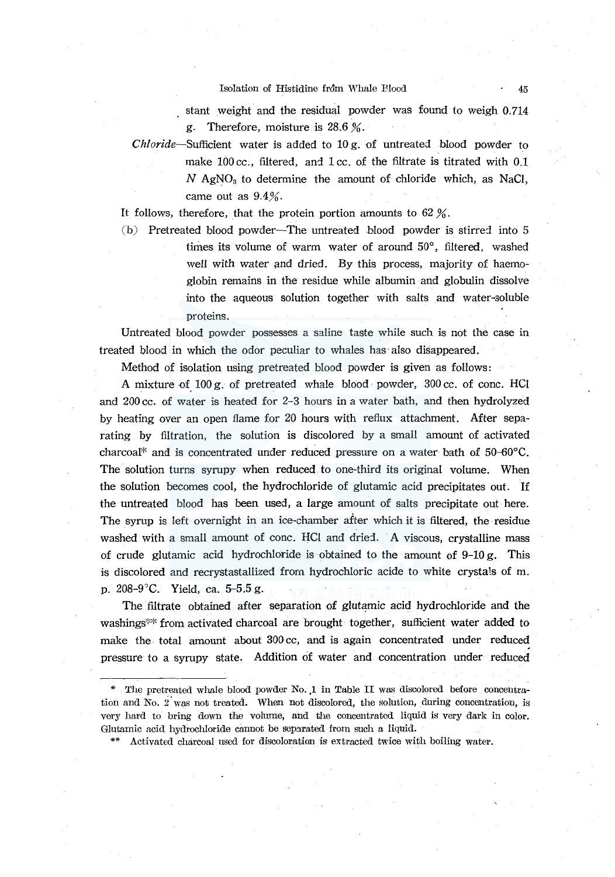stant weight and the residual powder was found to weigh 0.714 g. Therefore, moisture is 28.6 %.

*Chloride*—Sufficient water is added to 10 g. of untreated blood powder to make 100 cc., filtered, and 1 cc. of the filtrate is titrated with 0.1 *N* $AgNO_3$ to determine the amount of chloride which, as NaCl, came out as 9.4%.

It follows, therefore, that the protein portion amounts to 62 %.

(b) Pretreated blood powder—The untreated blood powder is stirred into 5 times its volume of warm water of around 50°, filtered, washed well with water and dried. By this process, majority of haemoglobin remains in the residue while albumin and globulin dissolve into the aqueous solution together with salts and water-soluble proteins.

Untreated blood powder possesses a saline taste while such is not the case in treated blood in which the odor peculiar to whales has also disappeared.

Method of isolation using pretreated blood powder is given as follows:

A mixture of 100 g. of pretreated whale blood powder, 300 cc. of conc. HCl and 200 cc. of water is heated for 2–3 hours in a water bath, and then hydrolyzed by heating over an open flame for 20 hours with reflux attachment. After separating by filtration, the solution is discolored by a small amount of activated charcoal* and is concentrated under reduced pressure on a water bath of 50–60°C. The solution turns syrupy when reduced to one-third its original volume. When the solution becomes cool, the hydrochloride of glutamic acid precipitates out. If the untreated blood has been used, a large amount of salts precipitate out here. The syrup is left overnight in an ice-chamber after which it is filtered, the residue washed with a small amount of conc. HCl and dried. A viscous, crystalline mass of crude glutamic acid hydrochloride is obtained to the amount of 9–10 g. This is discolored and recrystastallized from hydrochloric acide to white crystals of m. p. 208–9°C. Yield, ca. 5–5.5 g.

The filtrate obtained after separation of glutamic acid hydrochloride and the washings** from activated charcoal are brought together, sufficient water added to make the total amount about 300 cc, and is again concentrated under reduced pressure to a syrupy state. Addition of water and concentration under reduced

---

\* The pretreated whale blood powder No. 1 in Table II was discolored before concentration and No. 2 was not treated. When not discolored, the solution, during concentration, is very hard to bring down the volume, and the concentrated liquid is very dark in color. Glutamic acid hydrochloride cannot be separated from such a liquid.

\*\* Activated charcoal used for discoloration is extracted twice with boiling water.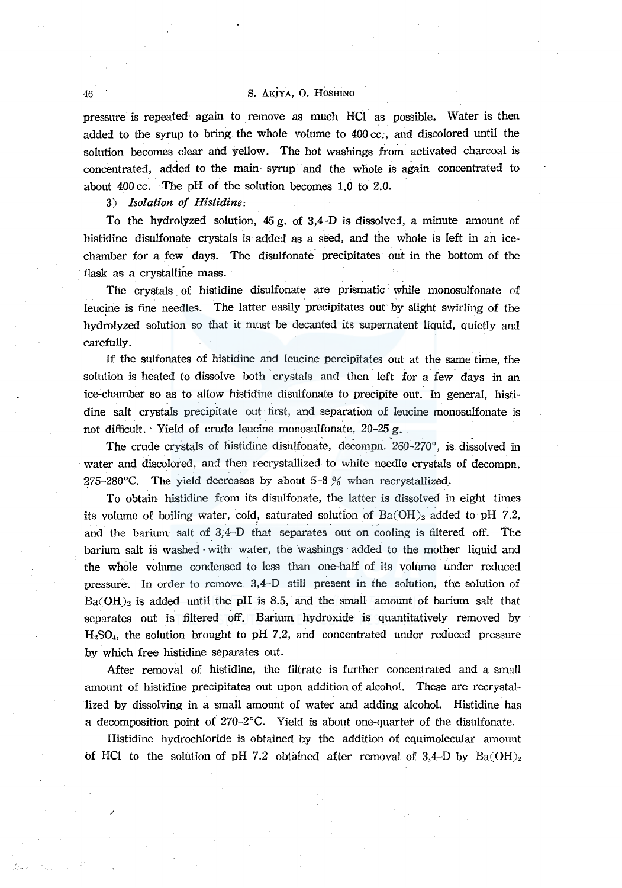pressure is repeated again to remove as much HCl as possible. Water is then added to the syrup to bring the whole volume to 400 cc., and discolored until the solution becomes clear and yellow. The hot washings from activated charcoal is concentrated, added to the main syrup and the whole is again concentrated to about 400 cc. The pH of the solution becomes 1.0 to 2.0.

3) *Isolation of Histidine*:

To the hydrolyzed solution, 45 g. of 3,4-D is dissolved, a minute amount of histidine disulfonate crystals is added as a seed, and the whole is left in an ice-chamber for a few days. The disulfonate precipitates out in the bottom of the flask as a crystalline mass.

The crystals of histidine disulfonate are prismatic while monosulfonate of leucine is fine needles. The latter easily precipitates out by slight swirling of the hydrolyzed solution so that it must be decanted its supernatent liquid, quietly and carefully.

If the sulfonates of histidine and leucine percipitates out at the same time, the solution is heated to dissolve both crystals and then left for a few days in an ice-chamber so as to allow histidine disulfonate to precipite out. In general, histidine salt crystals precipitate out first, and separation of leucine monosulfonate is not difficult. Yield of crude leucine monosulfonate, 20-25 g.

The crude crystals of histidine disulfonate, decompn. 260-270°, is dissolved in water and discolored, and then recrystallized to white needle crystals of decompn. 275-280°C. The yield decreases by about 5-8 % when recrystallized.

To obtain histidine from its disulfonate, the latter is dissolved in eight times its volume of boiling water, cold, saturated solution of $Ba(OH)_2$ added to pH 7.2, and the barium salt of 3,4-D that separates out on cooling is filtered off. The barium salt is washed with water, the washings added to the mother liquid and the whole volume condensed to less than one-half of its volume under reduced pressure. In order to remove 3,4-D still present in the solution, the solution of $Ba(OH)_2$ is added until the pH is 8.5, and the small amount of barium salt that separates out is filtered off. Barium hydroxide is quantitatively removed by $H_2SO_4$, the solution brought to pH 7.2, and concentrated under reduced pressure by which free histidine separates out.

After removal of histidine, the filtrate is further concentrated and a small amount of histidine precipitates out upon addition of alcohol. These are recrystallized by dissolving in a small amount of water and adding alcohol. Histidine has a decomposition point of 270-2°C. Yield is about one-quarter of the disulfonate.

Histidine hydrochloride is obtained by the addition of equimolecular amount of HCl to the solution of pH 7.2 obtained after removal of 3,4-D by $Ba(OH)_2$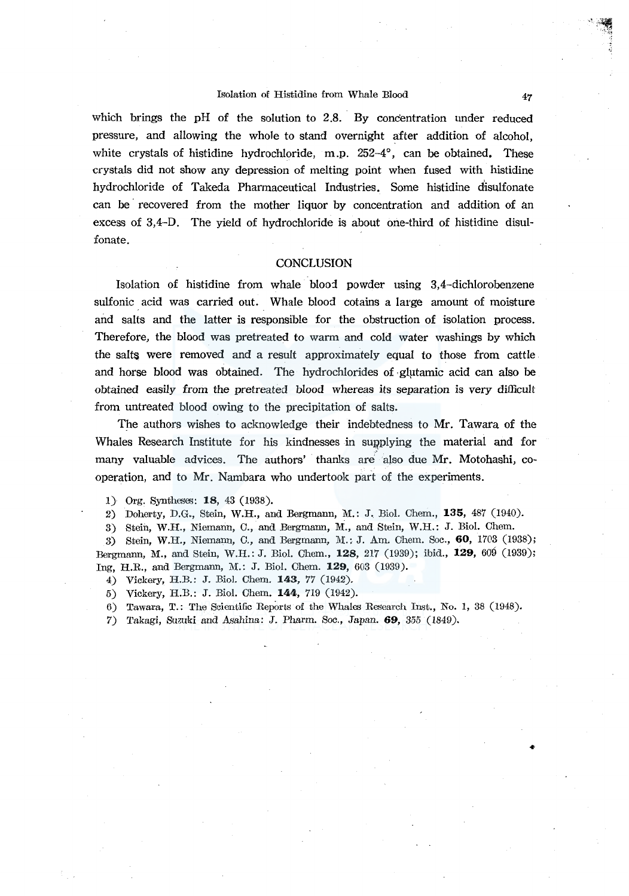which brings the pH of the solution to 2.8. By concentration under reduced pressure, and allowing the whole to stand overnight after addition of alcohol, white crystals of histidine hydrochloride, m.p. 252–4°, can be obtained. These crystals did not show any depression of melting point when fused with histidine hydrochloride of Takeda Pharmaceutical Industries. Some histidine disulfonate can be recovered from the mother liquor by concentration and addition of an excess of 3,4-D. The yield of hydrochloride is about one-third of histidine disulfonate.

## CONCLUSION

Isolation of histidine from whale blood powder using 3,4-dichlorobenzene sulfonic acid was carried out. Whale blood cotains a large amount of moisture and salts and the latter is responsible for the obstruction of isolation process. Therefore, the blood was pretreated to warm and cold water washings by which the salts were removed and a result approximately equal to those from cattle and horse blood was obtained. The hydrochlorides of glutamic acid can also be obtained easily from the pretreated blood whereas its separation is very difficult from untreated blood owing to the precipitation of salts.

The authors wishes to acknowledge their indebtedness to Mr. Tawara of the Whales Research Institute for his kindnesses in supplying the material and for many valuable advices. The authors' thanks are also due Mr. Motohashi, cooperation, and to Mr. Nambara who undertook part of the experiments.

1) Org. Syntheses: **18**, 43 (1938).
2) Doherty, D.G., Stein, W.H., and Bergmann, M.: J. Biol. Chem., **135**, 487 (1940).
3) Stein, W.H., Niemann, C., and Bergmann, M., and Stein, W.H.: J. Biol. Chem.
3) Stein, W.H., Niemann, C., and Bergmann, M.: J. Am. Chem. Soc., **60**, 1703 (1938); Bergmann, M., and Stein, W.H.: J. Biol. Chem., **128**, 217 (1939); ibid., **129**, 609 (1939); Ing, H.R., and Bergmann, M.: J. Biol. Chem. **129**, 603 (1939).
4) Vickery, H.B.: J. Biol. Chem. **143**, 77 (1942).
5) Vickery, H.B.: J. Biol. Chem. **144**, 719 (1942).
6) Tawara, T.: The Scientific Reports of the Whales Research Inst., No. 1, 38 (1948).
7) Takagi, Suzuki and Asahina: J. Pharm. Soc., Japan. **69**, 355 (1849).